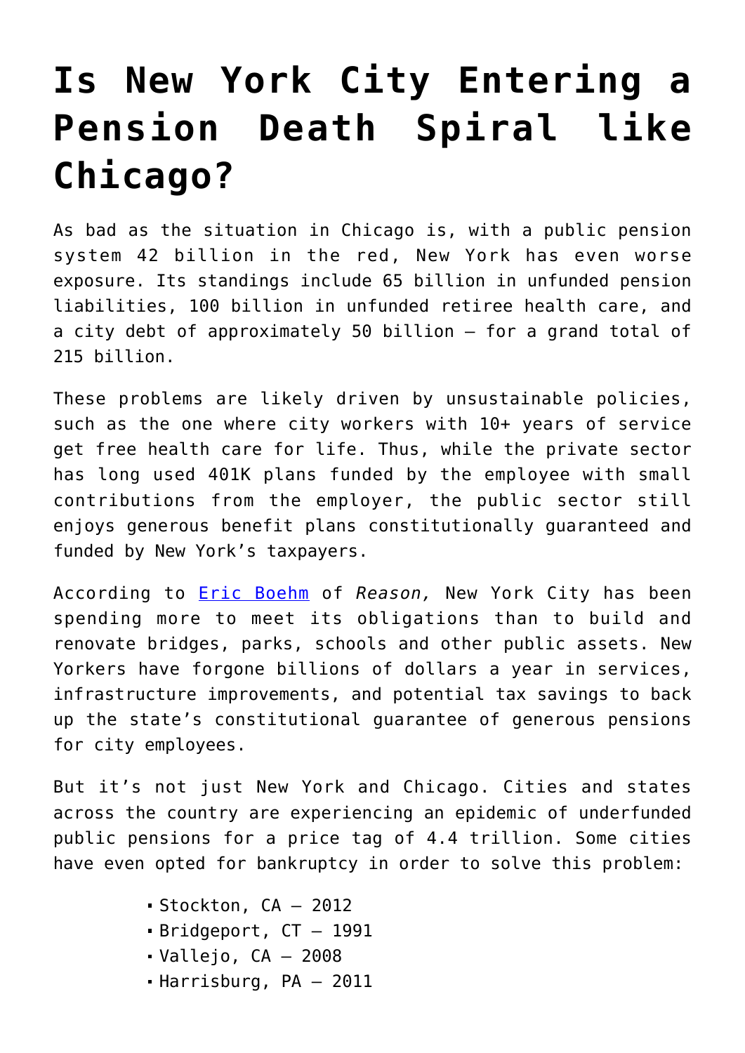# Is New York City Entering a Pension Death Spiral like Chicago?

As bad as the situation in Chicago is, with a public pension system 42 billion in the red, New York has even worse exposure. Its standings include 65 billion in unfunded pension liabilities, 100 billion in unfunded retiree health care, and a city debt of approximately 50 billion – for a grand total of 215 billion.

These problems are likely driven by unsustainable policies, such as the one where city workers with 10+ years of service get free health care for life. Thus, while the private sector has long used 401K plans funded by the employee with small contributions from the employer, the public sector still enjoys generous benefit plans constitutionally guaranteed and funded by New York's taxpayers.

According to Eric Boehm of *Reason,* New York City has been spending more to meet its obligations than to build and renovate bridges, parks, schools and other public assets. New Yorkers have forgone billions of dollars a year in services, infrastructure improvements, and potential tax savings to back up the state's constitutional guarantee of generous pensions for city employees.

But it's not just New York and Chicago. Cities and states across the country are experiencing an epidemic of underfunded public pensions for a price tag of 4.4 trillion. Some cities have even opted for bankruptcy in order to solve this problem:

- Stockton, CA – 2012
- Bridgeport, CT – 1991
- Vallejo, CA – 2008
- Harrisburg, PA – 2011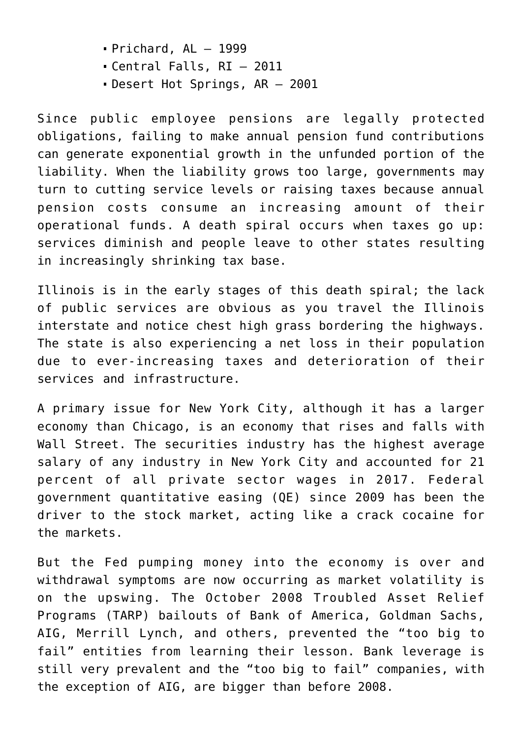- Prichard, AL – 1999
- Central Falls, RI – 2011
- Desert Hot Springs, AR – 2001

Since public employee pensions are legally protected obligations, failing to make annual pension fund contributions can generate exponential growth in the unfunded portion of the liability. When the liability grows too large, governments may turn to cutting service levels or raising taxes because annual pension costs consume an increasing amount of their operational funds. A death spiral occurs when taxes go up: services diminish and people leave to other states resulting in increasingly shrinking tax base.

Illinois is in the early stages of this death spiral; the lack of public services are obvious as you travel the Illinois interstate and notice chest high grass bordering the highways. The state is also experiencing a net loss in their population due to ever-increasing taxes and deterioration of their services and infrastructure.

A primary issue for New York City, although it has a larger economy than Chicago, is an economy that rises and falls with Wall Street. The securities industry has the highest average salary of any industry in New York City and accounted for 21 percent of all private sector wages in 2017. Federal government quantitative easing (QE) since 2009 has been the driver to the stock market, acting like a crack cocaine for the markets.

But the Fed pumping money into the economy is over and withdrawal symptoms are now occurring as market volatility is on the upswing. The October 2008 Troubled Asset Relief Programs (TARP) bailouts of Bank of America, Goldman Sachs, AIG, Merrill Lynch, and others, prevented the "too big to fail" entities from learning their lesson. Bank leverage is still very prevalent and the "too big to fail" companies, with the exception of AIG, are bigger than before 2008.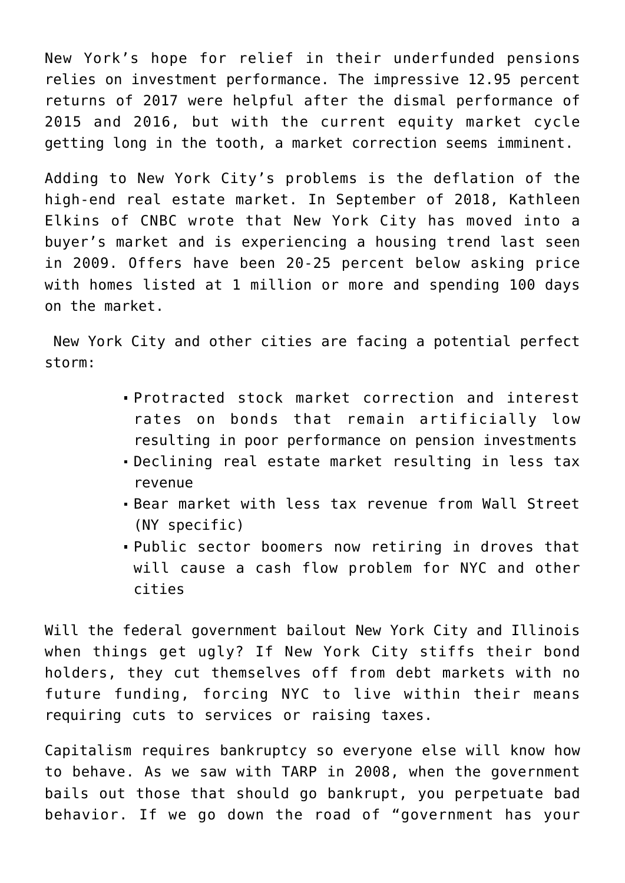New York's hope for relief in their underfunded pensions relies on investment performance. The impressive 12.95 percent returns of 2017 were helpful after the dismal performance of 2015 and 2016, but with the current equity market cycle getting long in the tooth, a market correction seems imminent.

Adding to New York City's problems is the deflation of the high-end real estate market. In September of 2018, Kathleen Elkins of CNBC wrote that New York City has moved into a buyer's market and is experiencing a housing trend last seen in 2009. Offers have been 20-25 percent below asking price with homes listed at 1 million or more and spending 100 days on the market.

New York City and other cities are facing a potential perfect storm:

- Protracted stock market correction and interest rates on bonds that remain artificially low resulting in poor performance on pension investments
- Declining real estate market resulting in less tax revenue
- Bear market with less tax revenue from Wall Street (NY specific)
- Public sector boomers now retiring in droves that will cause a cash flow problem for NYC and other cities

Will the federal government bailout New York City and Illinois when things get ugly? If New York City stiffs their bond holders, they cut themselves off from debt markets with no future funding, forcing NYC to live within their means requiring cuts to services or raising taxes.

Capitalism requires bankruptcy so everyone else will know how to behave. As we saw with TARP in 2008, when the government bails out those that should go bankrupt, you perpetuate bad behavior. If we go down the road of "government has your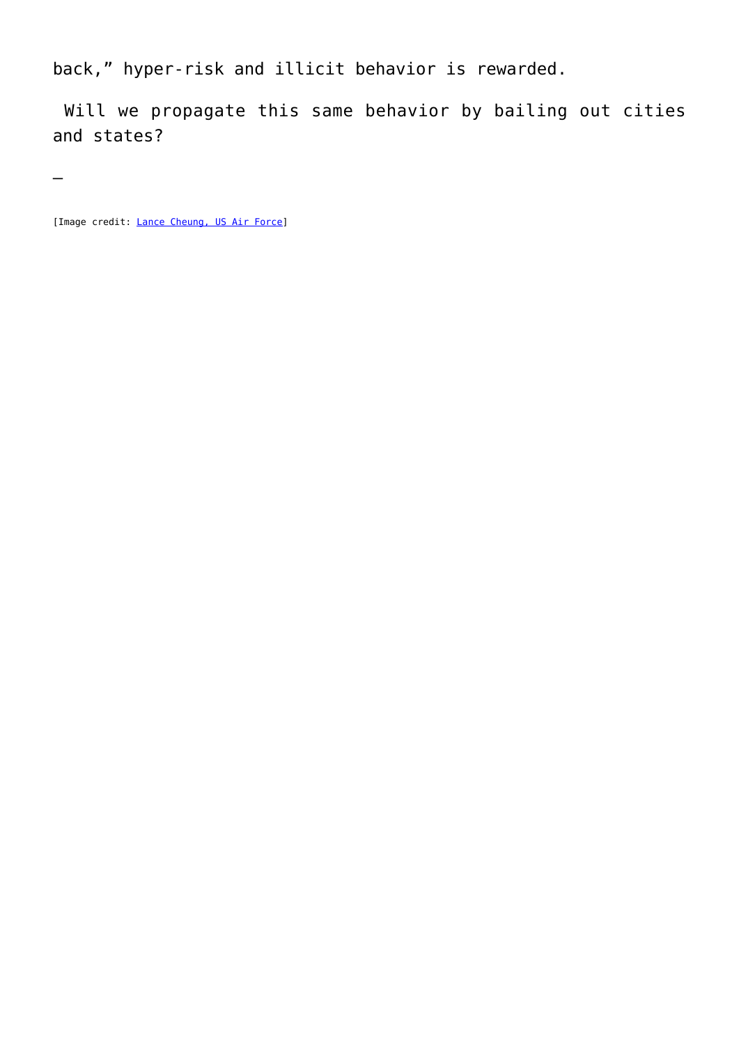back," hyper-risk and illicit behavior is rewarded.

Will we propagate this same behavior by bailing out cities and states?

—

[Image credit: Lance Cheung, US Air Force]